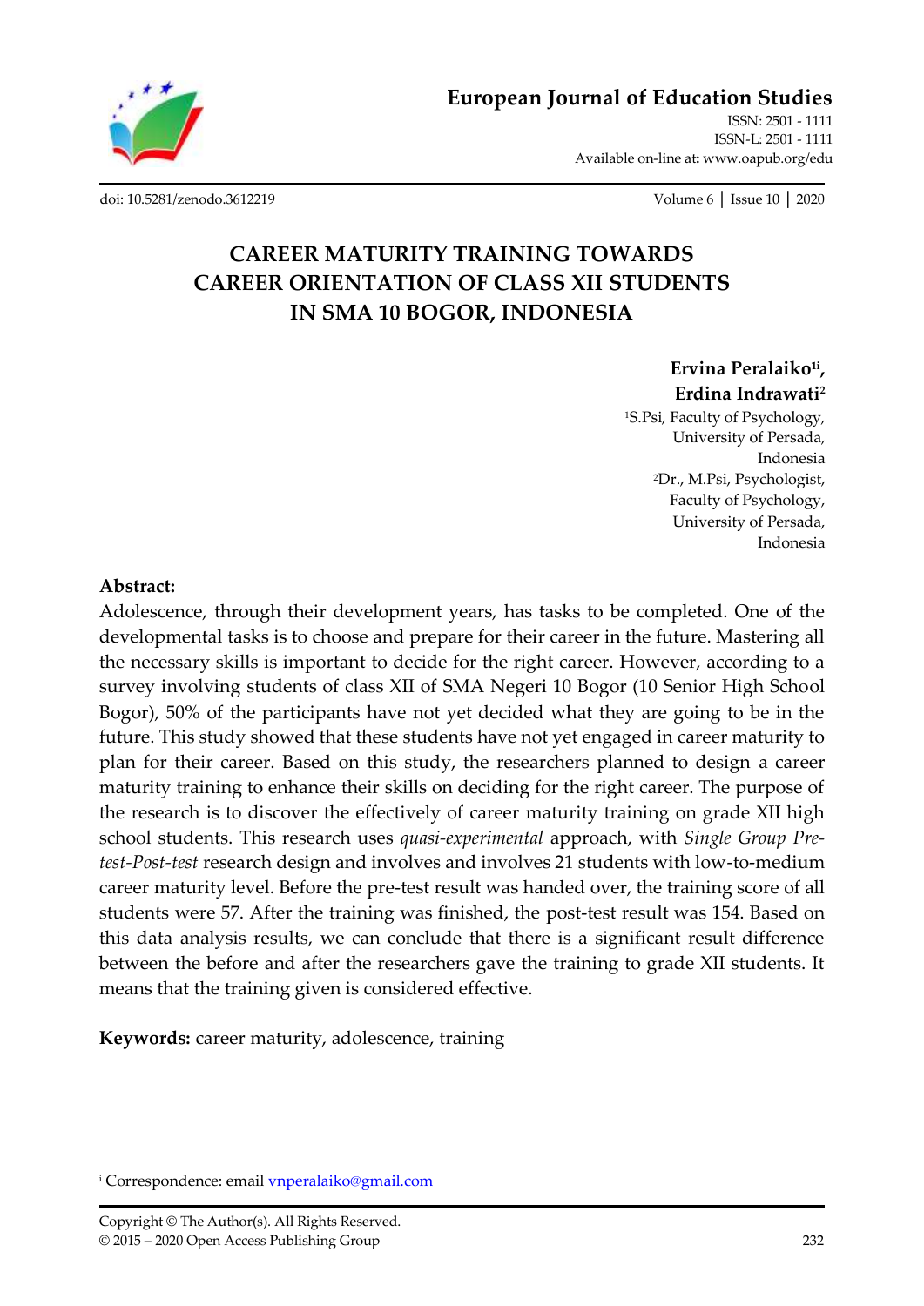# CAREER MATURITY TRAINING TOWARDS CAREER ORIENTATION OF CLASS XII STUDENTS IN SMA 10 BOGOR, INDONESIA

**Ervina Peralaiko[1i],**
**Erdina Indrawati[2]**

[1]S.Psi, Faculty of Psychology,
University of Persada,
Indonesia

[2]Dr., M.Psi, Psychologist,
Faculty of Psychology,
University of Persada,
Indonesia

**Abstract:**

Adolescence, through their development years, has tasks to be completed. One of the developmental tasks is to choose and prepare for their career in the future. Mastering all the necessary skills is important to decide for the right career. However, according to a survey involving students of class XII of SMA Negeri 10 Bogor (10 Senior High School Bogor), 50% of the participants have not yet decided what they are going to be in the future. This study showed that these students have not yet engaged in career maturity to plan for their career. Based on this study, the researchers planned to design a career maturity training to enhance their skills on deciding for the right career. The purpose of the research is to discover the effectively of career maturity training on grade XII high school students. This research uses *quasi-experimental* approach, with *Single Group Pre-test-Post-test* research design and involves and involves 21 students with low-to-medium career maturity level. Before the pre-test result was handed over, the training score of all students were 57. After the training was finished, the post-test result was 154. Based on this data analysis results, we can conclude that there is a significant result difference between the before and after the researchers gave the training to grade XII students. It means that the training given is considered effective.

**Keywords:** career maturity, adolescence, training

---

[i] Correspondence: email vnperalaiko@gmail.com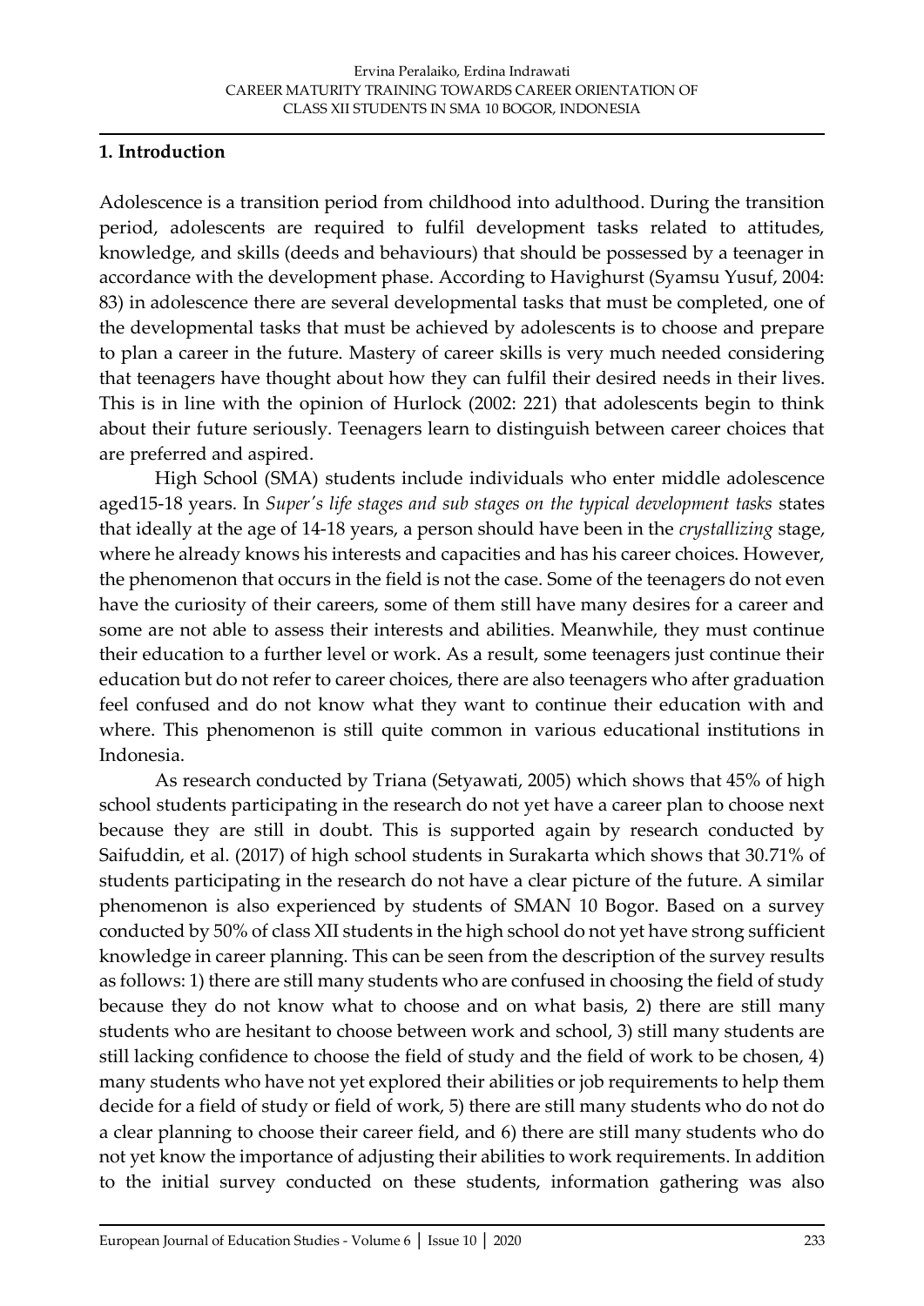## 1. Introduction

Adolescence is a transition period from childhood into adulthood. During the transition period, adolescents are required to fulfil development tasks related to attitudes, knowledge, and skills (deeds and behaviours) that should be possessed by a teenager in accordance with the development phase. According to Havighurst (Syamsu Yusuf, 2004: 83) in adolescence there are several developmental tasks that must be completed, one of the developmental tasks that must be achieved by adolescents is to choose and prepare to plan a career in the future. Mastery of career skills is very much needed considering that teenagers have thought about how they can fulfil their desired needs in their lives. This is in line with the opinion of Hurlock (2002: 221) that adolescents begin to think about their future seriously. Teenagers learn to distinguish between career choices that are preferred and aspired.

High School (SMA) students include individuals who enter middle adolescence aged15-18 years. In *Super's life stages and sub stages on the typical development tasks* states that ideally at the age of 14-18 years, a person should have been in the *crystallizing* stage, where he already knows his interests and capacities and has his career choices. However, the phenomenon that occurs in the field is not the case. Some of the teenagers do not even have the curiosity of their careers, some of them still have many desires for a career and some are not able to assess their interests and abilities. Meanwhile, they must continue their education to a further level or work. As a result, some teenagers just continue their education but do not refer to career choices, there are also teenagers who after graduation feel confused and do not know what they want to continue their education with and where. This phenomenon is still quite common in various educational institutions in Indonesia.

As research conducted by Triana (Setyawati, 2005) which shows that 45% of high school students participating in the research do not yet have a career plan to choose next because they are still in doubt. This is supported again by research conducted by Saifuddin, et al. (2017) of high school students in Surakarta which shows that 30.71% of students participating in the research do not have a clear picture of the future. A similar phenomenon is also experienced by students of SMAN 10 Bogor. Based on a survey conducted by 50% of class XII students in the high school do not yet have strong sufficient knowledge in career planning. This can be seen from the description of the survey results as follows: 1) there are still many students who are confused in choosing the field of study because they do not know what to choose and on what basis, 2) there are still many students who are hesitant to choose between work and school, 3) still many students are still lacking confidence to choose the field of study and the field of work to be chosen, 4) many students who have not yet explored their abilities or job requirements to help them decide for a field of study or field of work, 5) there are still many students who do not do a clear planning to choose their career field, and 6) there are still many students who do not yet know the importance of adjusting their abilities to work requirements. In addition to the initial survey conducted on these students, information gathering was also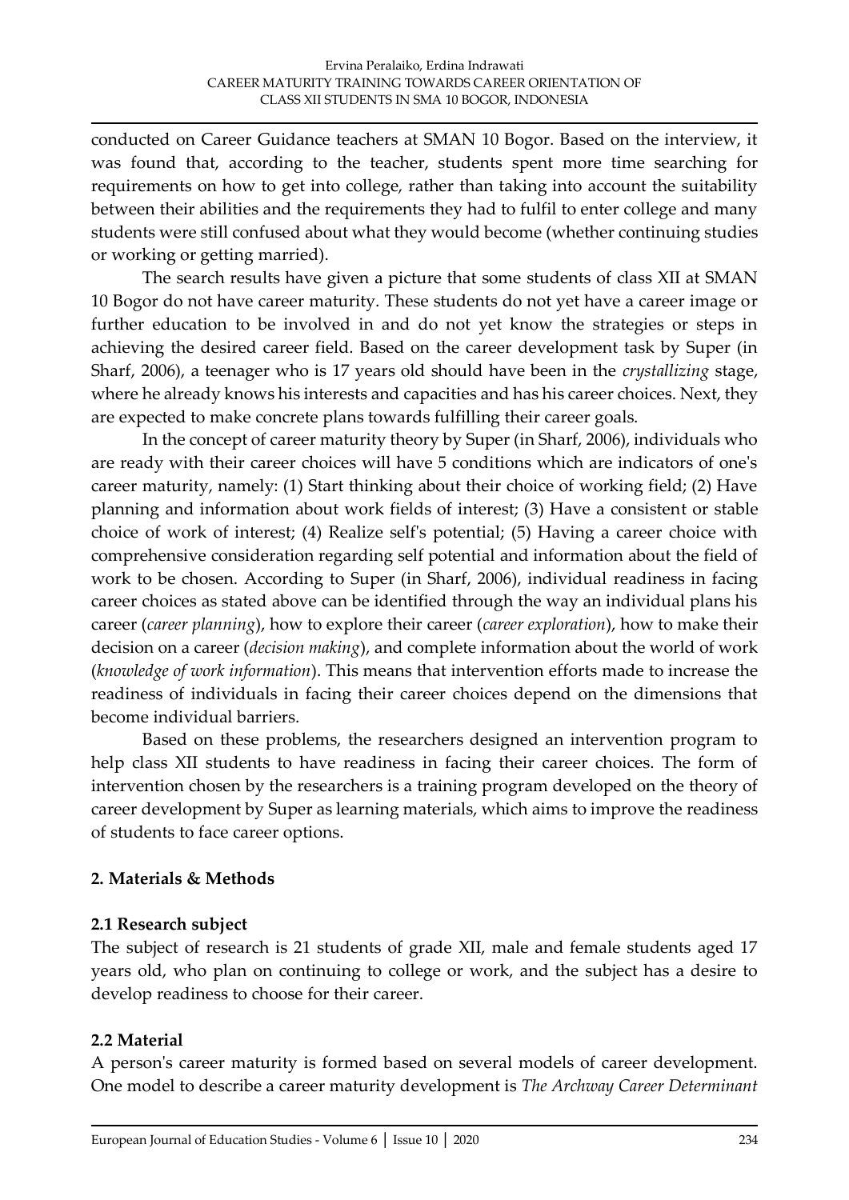conducted on Career Guidance teachers at SMAN 10 Bogor. Based on the interview, it was found that, according to the teacher, students spent more time searching for requirements on how to get into college, rather than taking into account the suitability between their abilities and the requirements they had to fulfil to enter college and many students were still confused about what they would become (whether continuing studies or working or getting married).

The search results have given a picture that some students of class XII at SMAN 10 Bogor do not have career maturity. These students do not yet have a career image or further education to be involved in and do not yet know the strategies or steps in achieving the desired career field. Based on the career development task by Super (in Sharf, 2006), a teenager who is 17 years old should have been in the *crystallizing* stage, where he already knows his interests and capacities and has his career choices. Next, they are expected to make concrete plans towards fulfilling their career goals.

In the concept of career maturity theory by Super (in Sharf, 2006), individuals who are ready with their career choices will have 5 conditions which are indicators of one's career maturity, namely: (1) Start thinking about their choice of working field; (2) Have planning and information about work fields of interest; (3) Have a consistent or stable choice of work of interest; (4) Realize self's potential; (5) Having a career choice with comprehensive consideration regarding self potential and information about the field of work to be chosen. According to Super (in Sharf, 2006), individual readiness in facing career choices as stated above can be identified through the way an individual plans his career (*career planning*), how to explore their career (*career exploration*), how to make their decision on a career (*decision making*), and complete information about the world of work (*knowledge of work information*). This means that intervention efforts made to increase the readiness of individuals in facing their career choices depend on the dimensions that become individual barriers.

Based on these problems, the researchers designed an intervention program to help class XII students to have readiness in facing their career choices. The form of intervention chosen by the researchers is a training program developed on the theory of career development by Super as learning materials, which aims to improve the readiness of students to face career options.

## 2. Materials & Methods

### 2.1 Research subject

The subject of research is 21 students of grade XII, male and female students aged 17 years old, who plan on continuing to college or work, and the subject has a desire to develop readiness to choose for their career.

### 2.2 Material

A person's career maturity is formed based on several models of career development. One model to describe a career maturity development is *The Archway Career Determinant*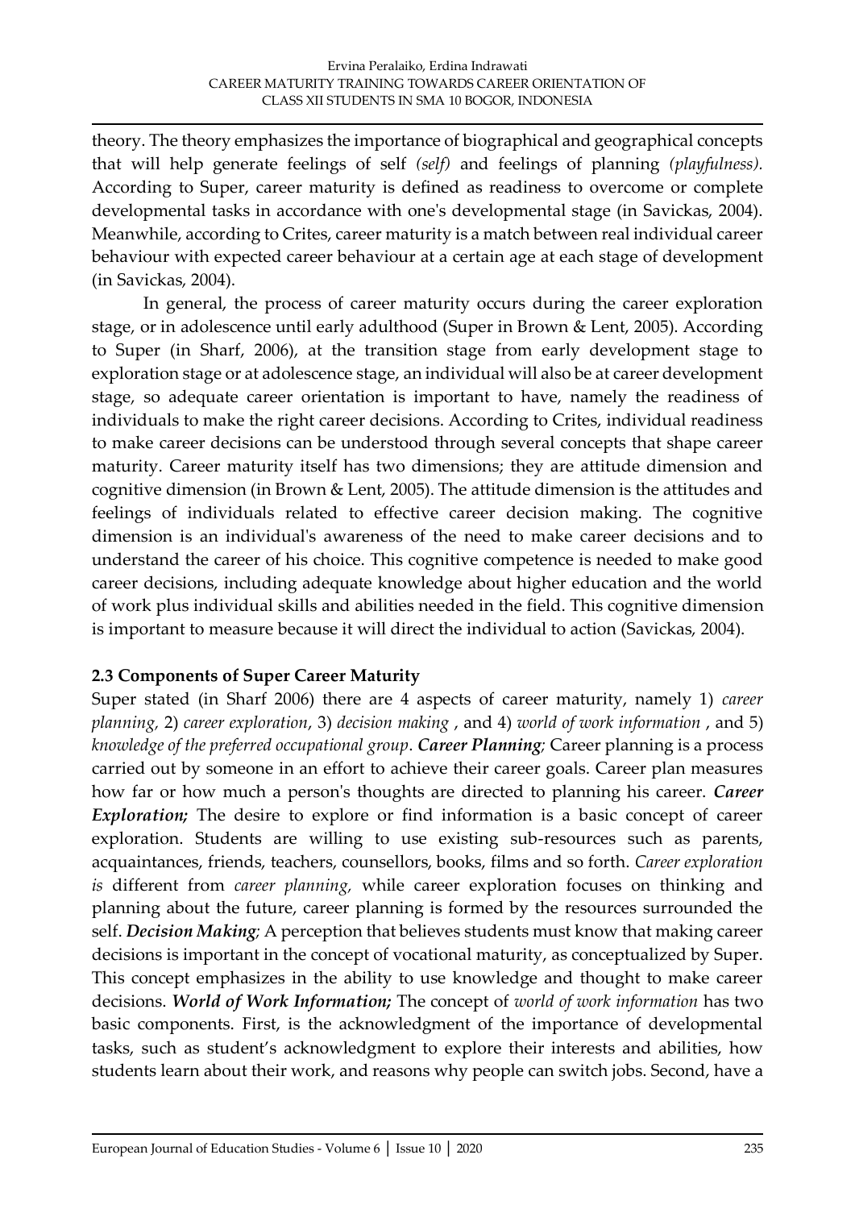theory. The theory emphasizes the importance of biographical and geographical concepts that will help generate feelings of self *(self)* and feelings of planning *(playfulness).* According to Super, career maturity is defined as readiness to overcome or complete developmental tasks in accordance with one's developmental stage (in Savickas, 2004). Meanwhile, according to Crites, career maturity is a match between real individual career behaviour with expected career behaviour at a certain age at each stage of development (in Savickas, 2004).

In general, the process of career maturity occurs during the career exploration stage, or in adolescence until early adulthood (Super in Brown & Lent, 2005). According to Super (in Sharf, 2006), at the transition stage from early development stage to exploration stage or at adolescence stage, an individual will also be at career development stage, so adequate career orientation is important to have, namely the readiness of individuals to make the right career decisions. According to Crites, individual readiness to make career decisions can be understood through several concepts that shape career maturity. Career maturity itself has two dimensions; they are attitude dimension and cognitive dimension (in Brown & Lent, 2005). The attitude dimension is the attitudes and feelings of individuals related to effective career decision making. The cognitive dimension is an individual's awareness of the need to make career decisions and to understand the career of his choice. This cognitive competence is needed to make good career decisions, including adequate knowledge about higher education and the world of work plus individual skills and abilities needed in the field. This cognitive dimension is important to measure because it will direct the individual to action (Savickas, 2004).

### 2.3 Components of Super Career Maturity

Super stated (in Sharf 2006) there are 4 aspects of career maturity, namely 1) *career planning*, 2) *career exploration*, 3) *decision making* , and 4) *world of work information* , and 5) *knowledge of the preferred occupational group*. ***Career Planning****;* Career planning is a process carried out by someone in an effort to achieve their career goals. Career plan measures how far or how much a person's thoughts are directed to planning his career. ***Career Exploration;*** The desire to explore or find information is a basic concept of career exploration. Students are willing to use existing sub-resources such as parents, acquaintances, friends, teachers, counsellors, books, films and so forth. *Career exploration is* different from *career planning,* while career exploration focuses on thinking and planning about the future, career planning is formed by the resources surrounded the self. ***Decision Making****;* A perception that believes students must know that making career decisions is important in the concept of vocational maturity, as conceptualized by Super. This concept emphasizes in the ability to use knowledge and thought to make career decisions. ***World of Work Information;*** The concept of *world of work information* has two basic components. First, is the acknowledgment of the importance of developmental tasks, such as student's acknowledgment to explore their interests and abilities, how students learn about their work, and reasons why people can switch jobs. Second, have a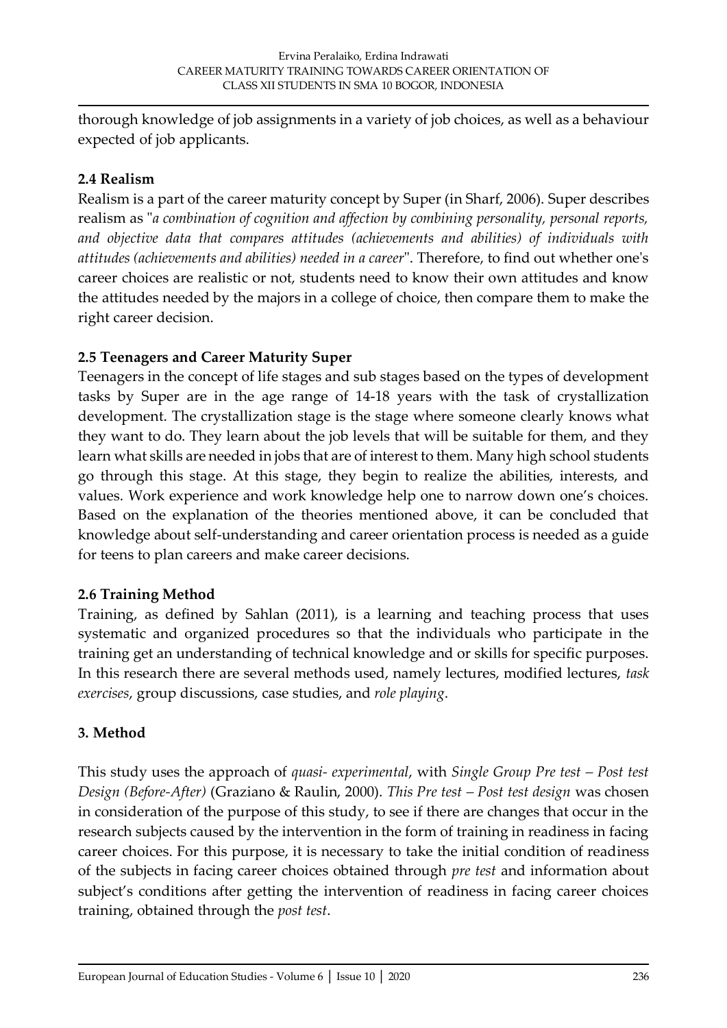thorough knowledge of job assignments in a variety of job choices, as well as a behaviour expected of job applicants.

### 2.4 Realism

Realism is a part of the career maturity concept by Super (in Sharf, 2006). Super describes realism as "*a combination of cognition and affection by combining personality, personal reports, and objective data that compares attitudes (achievements and abilities) of individuals with attitudes (achievements and abilities) needed in a career*". Therefore, to find out whether one's career choices are realistic or not, students need to know their own attitudes and know the attitudes needed by the majors in a college of choice, then compare them to make the right career decision.

### 2.5 Teenagers and Career Maturity Super

Teenagers in the concept of life stages and sub stages based on the types of development tasks by Super are in the age range of 14-18 years with the task of crystallization development. The crystallization stage is the stage where someone clearly knows what they want to do. They learn about the job levels that will be suitable for them, and they learn what skills are needed in jobs that are of interest to them. Many high school students go through this stage. At this stage, they begin to realize the abilities, interests, and values. Work experience and work knowledge help one to narrow down one's choices. Based on the explanation of the theories mentioned above, it can be concluded that knowledge about self-understanding and career orientation process is needed as a guide for teens to plan careers and make career decisions.

### 2.6 Training Method

Training, as defined by Sahlan (2011), is a learning and teaching process that uses systematic and organized procedures so that the individuals who participate in the training get an understanding of technical knowledge and or skills for specific purposes. In this research there are several methods used, namely lectures, modified lectures, *task exercises*, group discussions, case studies, and *role playing*.

## 3. Method

This study uses the approach of *quasi- experimental*, with *Single Group Pre test – Post test Design (Before-After)* (Graziano & Raulin, 2000). *This Pre test – Post test design* was chosen in consideration of the purpose of this study, to see if there are changes that occur in the research subjects caused by the intervention in the form of training in readiness in facing career choices. For this purpose, it is necessary to take the initial condition of readiness of the subjects in facing career choices obtained through *pre test* and information about subject's conditions after getting the intervention of readiness in facing career choices training, obtained through the *post test*.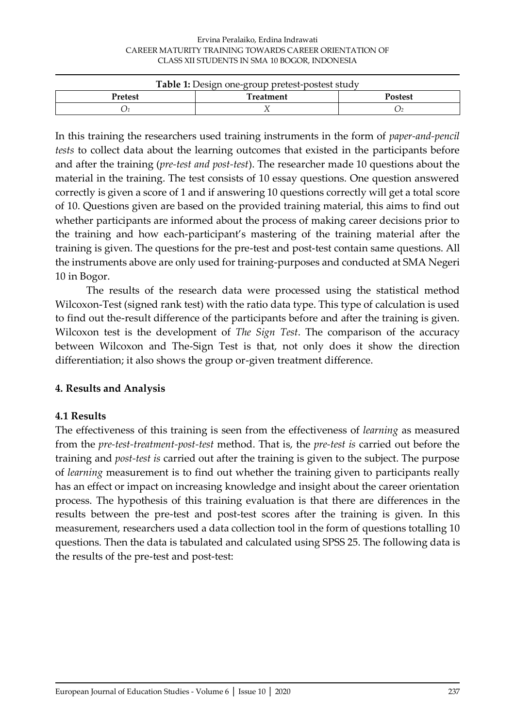**Table 1:** Design one-group pretest-postest study

| Pretest | Treatment | Postest |
|---|---|---|
| $O_1$ | $X$ | $O_2$ |

In this training the researchers used training instruments in the form of *paper-and-pencil tests* to collect data about the learning outcomes that existed in the participants before and after the training (*pre-test and post-test*). The researcher made 10 questions about the material in the training. The test consists of 10 essay questions. One question answered correctly is given a score of 1 and if answering 10 questions correctly will get a total score of 10. Questions given are based on the provided training material, this aims to find out whether participants are informed about the process of making career decisions prior to the training and how each-participant's mastering of the training material after the training is given. The questions for the pre-test and post-test contain same questions. All the instruments above are only used for training-purposes and conducted at SMA Negeri 10 in Bogor.

The results of the research data were processed using the statistical method Wilcoxon-Test (signed rank test) with the ratio data type. This type of calculation is used to find out the-result difference of the participants before and after the training is given. Wilcoxon test is the development of *The Sign Test*. The comparison of the accuracy between Wilcoxon and The-Sign Test is that, not only does it show the direction differentiation; it also shows the group or-given treatment difference.

## 4. Results and Analysis

### 4.1 Results

The effectiveness of this training is seen from the effectiveness of *learning* as measured from the *pre-test-treatment-post-test* method. That is, the *pre-test is* carried out before the training and *post-test is* carried out after the training is given to the subject. The purpose of *learning* measurement is to find out whether the training given to participants really has an effect or impact on increasing knowledge and insight about the career orientation process. The hypothesis of this training evaluation is that there are differences in the results between the pre-test and post-test scores after the training is given. In this measurement, researchers used a data collection tool in the form of questions totalling 10 questions. Then the data is tabulated and calculated using SPSS 25. The following data is the results of the pre-test and post-test: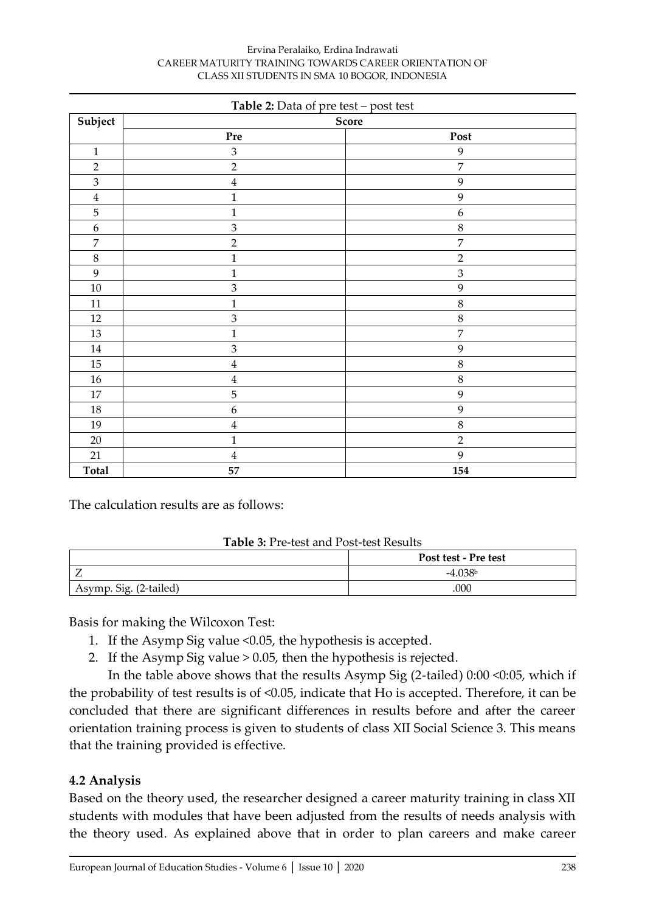**Table 2:** Data of pre test – post test

| Subject | Score | |
|---|---|---|
| | Pre | Post |
| 1 | 3 | 9 |
| 2 | 2 | 7 |
| 3 | 4 | 9 |
| 4 | 1 | 9 |
| 5 | 1 | 6 |
| 6 | 3 | 8 |
| 7 | 2 | 7 |
| 8 | 1 | 2 |
| 9 | 1 | 3 |
| 10 | 3 | 9 |
| 11 | 1 | 8 |
| 12 | 3 | 8 |
| 13 | 1 | 7 |
| 14 | 3 | 9 |
| 15 | 4 | 8 |
| 16 | 4 | 8 |
| 17 | 5 | 9 |
| 18 | 6 | 9 |
| 19 | 4 | 8 |
| 20 | 1 | 2 |
| 21 | 4 | 9 |
| **Total** | **57** | **154** |

The calculation results are as follows:

**Table 3:** Pre-test and Post-test Results

| | Post test - Pre test |
|---|---|
| Z | -4.038[b] |
| Asymp. Sig. (2-tailed) | .000 |

Basis for making the Wilcoxon Test:

1. If the Asymp Sig value <0.05, the hypothesis is accepted.
2. If the Asymp Sig value > 0.05, then the hypothesis is rejected.

In the table above shows that the results Asymp Sig (2-tailed) 0:00 <0:05, which if the probability of test results is of <0.05, indicate that Ho is accepted. Therefore, it can be concluded that there are significant differences in results before and after the career orientation training process is given to students of class XII Social Science 3. This means that the training provided is effective.

### 4.2 Analysis

Based on the theory used, the researcher designed a career maturity training in class XII students with modules that have been adjusted from the results of needs analysis with the theory used. As explained above that in order to plan careers and make career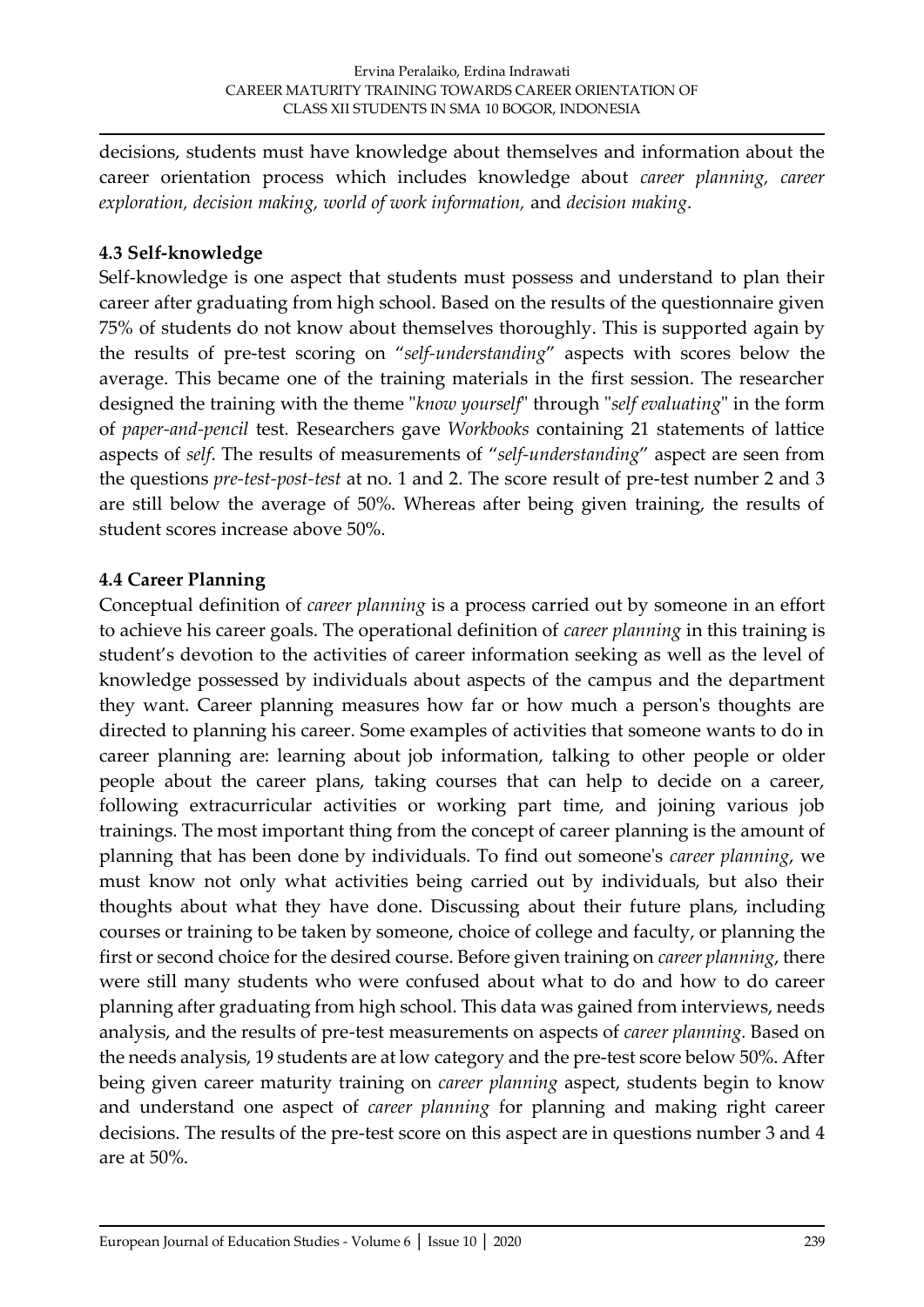decisions, students must have knowledge about themselves and information about the career orientation process which includes knowledge about *career planning, career exploration, decision making, world of work information,* and *decision making*.

### 4.3 Self-knowledge

Self-knowledge is one aspect that students must possess and understand to plan their career after graduating from high school. Based on the results of the questionnaire given 75% of students do not know about themselves thoroughly. This is supported again by the results of pre-test scoring on "*self-understanding*" aspects with scores below the average. This became one of the training materials in the first session. The researcher designed the training with the theme "*know yourself*" through "*self evaluating*" in the form of *paper-and-pencil* test. Researchers gave *Workbooks* containing 21 statements of lattice aspects of *self*. The results of measurements of "*self-understanding*" aspect are seen from the questions *pre-test-post-test* at no. 1 and 2. The score result of pre-test number 2 and 3 are still below the average of 50%. Whereas after being given training, the results of student scores increase above 50%.

### 4.4 Career Planning

Conceptual definition of *career planning* is a process carried out by someone in an effort to achieve his career goals. The operational definition of *career planning* in this training is student's devotion to the activities of career information seeking as well as the level of knowledge possessed by individuals about aspects of the campus and the department they want. Career planning measures how far or how much a person's thoughts are directed to planning his career. Some examples of activities that someone wants to do in career planning are: learning about job information, talking to other people or older people about the career plans, taking courses that can help to decide on a career, following extracurricular activities or working part time, and joining various job trainings. The most important thing from the concept of career planning is the amount of planning that has been done by individuals. To find out someone's *career planning*, we must know not only what activities being carried out by individuals, but also their thoughts about what they have done. Discussing about their future plans, including courses or training to be taken by someone, choice of college and faculty, or planning the first or second choice for the desired course. Before given training on *career planning*, there were still many students who were confused about what to do and how to do career planning after graduating from high school. This data was gained from interviews, needs analysis, and the results of pre-test measurements on aspects of *career planning*. Based on the needs analysis, 19 students are at low category and the pre-test score below 50%. After being given career maturity training on *career planning* aspect, students begin to know and understand one aspect of *career planning* for planning and making right career decisions. The results of the pre-test score on this aspect are in questions number 3 and 4 are at 50%.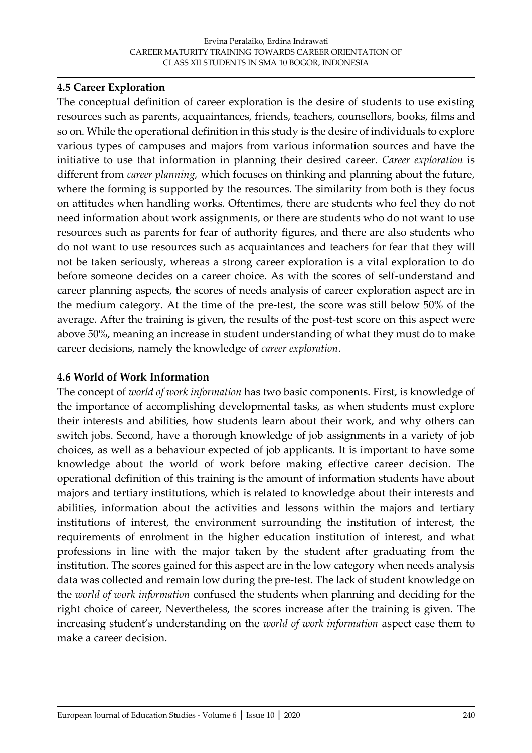### 4.5 Career Exploration

The conceptual definition of career exploration is the desire of students to use existing resources such as parents, acquaintances, friends, teachers, counsellors, books, films and so on. While the operational definition in this study is the desire of individuals to explore various types of campuses and majors from various information sources and have the initiative to use that information in planning their desired career. *Career exploration* is different from *career planning,* which focuses on thinking and planning about the future, where the forming is supported by the resources. The similarity from both is they focus on attitudes when handling works. Oftentimes, there are students who feel they do not need information about work assignments, or there are students who do not want to use resources such as parents for fear of authority figures, and there are also students who do not want to use resources such as acquaintances and teachers for fear that they will not be taken seriously, whereas a strong career exploration is a vital exploration to do before someone decides on a career choice. As with the scores of self-understand and career planning aspects, the scores of needs analysis of career exploration aspect are in the medium category. At the time of the pre-test, the score was still below 50% of the average. After the training is given, the results of the post-test score on this aspect were above 50%, meaning an increase in student understanding of what they must do to make career decisions, namely the knowledge of *career exploration*.

### 4.6 World of Work Information

The concept of *world of work information* has two basic components. First, is knowledge of the importance of accomplishing developmental tasks, as when students must explore their interests and abilities, how students learn about their work, and why others can switch jobs. Second, have a thorough knowledge of job assignments in a variety of job choices, as well as a behaviour expected of job applicants. It is important to have some knowledge about the world of work before making effective career decision. The operational definition of this training is the amount of information students have about majors and tertiary institutions, which is related to knowledge about their interests and abilities, information about the activities and lessons within the majors and tertiary institutions of interest, the environment surrounding the institution of interest, the requirements of enrolment in the higher education institution of interest, and what professions in line with the major taken by the student after graduating from the institution. The scores gained for this aspect are in the low category when needs analysis data was collected and remain low during the pre-test. The lack of student knowledge on the *world of work information* confused the students when planning and deciding for the right choice of career, Nevertheless, the scores increase after the training is given. The increasing student's understanding on the *world of work information* aspect ease them to make a career decision.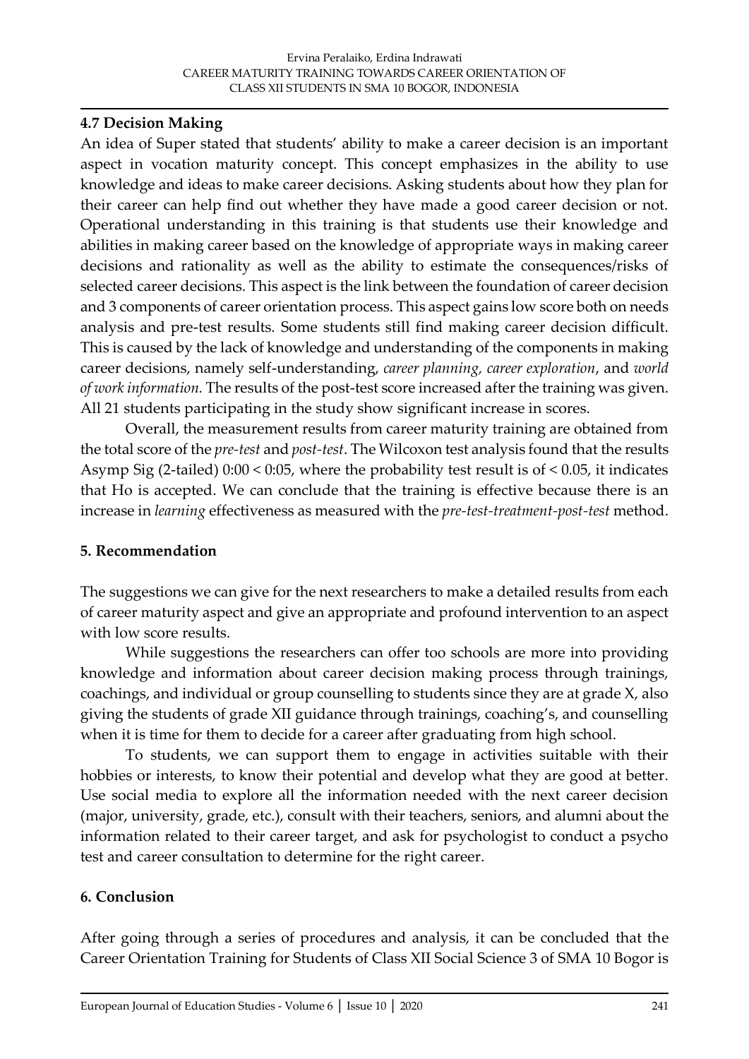### 4.7 Decision Making

An idea of Super stated that students' ability to make a career decision is an important aspect in vocation maturity concept. This concept emphasizes in the ability to use knowledge and ideas to make career decisions. Asking students about how they plan for their career can help find out whether they have made a good career decision or not. Operational understanding in this training is that students use their knowledge and abilities in making career based on the knowledge of appropriate ways in making career decisions and rationality as well as the ability to estimate the consequences/risks of selected career decisions. This aspect is the link between the foundation of career decision and 3 components of career orientation process. This aspect gains low score both on needs analysis and pre-test results. Some students still find making career decision difficult. This is caused by the lack of knowledge and understanding of the components in making career decisions, namely self-understanding, *career planning, career exploration*, and *world of work information.* The results of the post-test score increased after the training was given. All 21 students participating in the study show significant increase in scores.

Overall, the measurement results from career maturity training are obtained from the total score of the *pre-test* and *post-test*. The Wilcoxon test analysis found that the results Asymp Sig (2-tailed) 0:00 < 0:05, where the probability test result is of < 0.05, it indicates that Ho is accepted. We can conclude that the training is effective because there is an increase in *learning* effectiveness as measured with the *pre-test-treatment-post-test* method.

## 5. Recommendation

The suggestions we can give for the next researchers to make a detailed results from each of career maturity aspect and give an appropriate and profound intervention to an aspect with low score results.

While suggestions the researchers can offer too schools are more into providing knowledge and information about career decision making process through trainings, coachings, and individual or group counselling to students since they are at grade X, also giving the students of grade XII guidance through trainings, coaching's, and counselling when it is time for them to decide for a career after graduating from high school.

To students, we can support them to engage in activities suitable with their hobbies or interests, to know their potential and develop what they are good at better. Use social media to explore all the information needed with the next career decision (major, university, grade, etc.), consult with their teachers, seniors, and alumni about the information related to their career target, and ask for psychologist to conduct a psycho test and career consultation to determine for the right career.

## 6. Conclusion

After going through a series of procedures and analysis, it can be concluded that the Career Orientation Training for Students of Class XII Social Science 3 of SMA 10 Bogor is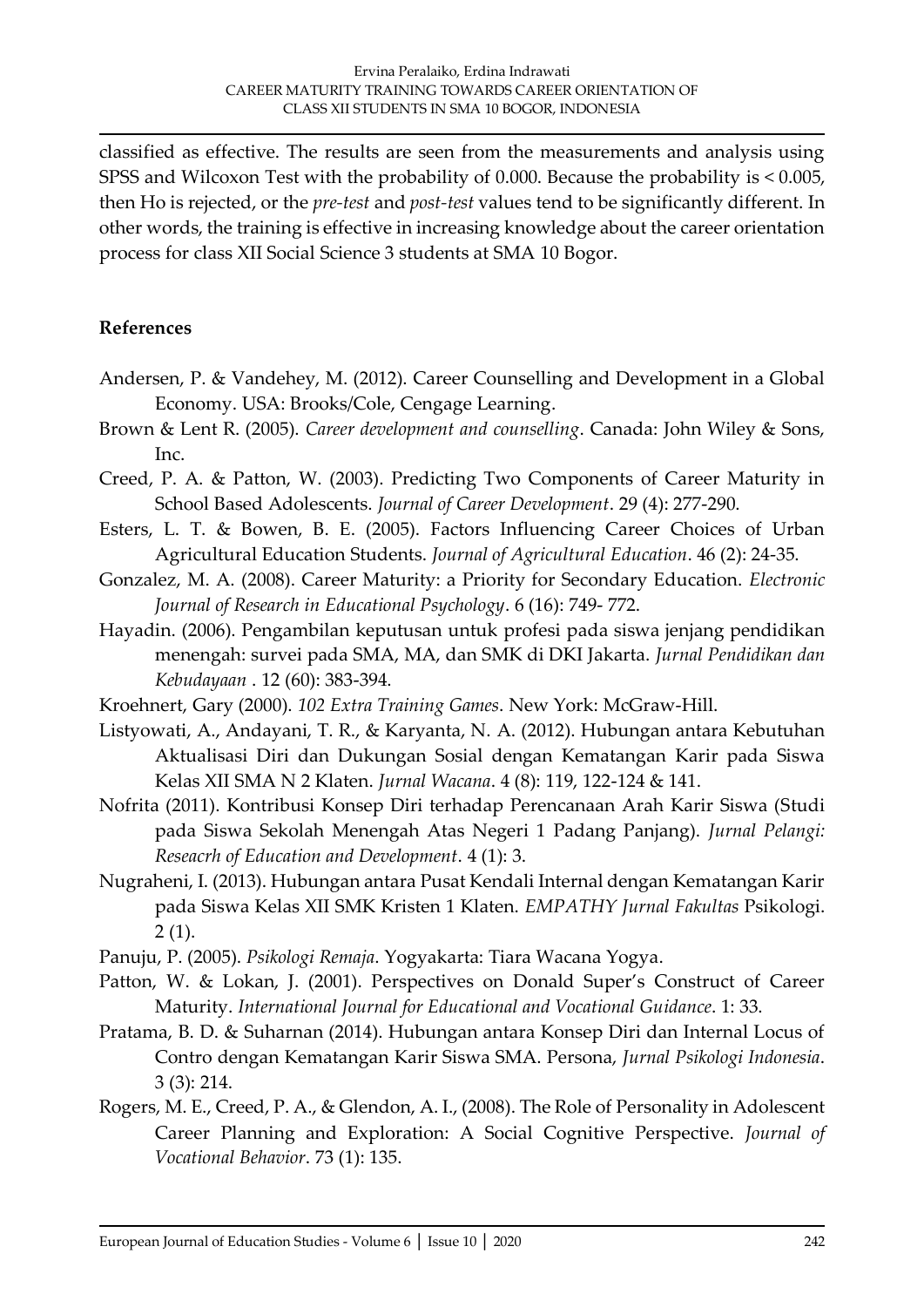classified as effective. The results are seen from the measurements and analysis using SPSS and Wilcoxon Test with the probability of 0.000. Because the probability is < 0.005, then Ho is rejected, or the *pre-test* and *post-test* values tend to be significantly different. In other words, the training is effective in increasing knowledge about the career orientation process for class XII Social Science 3 students at SMA 10 Bogor.

## References

Andersen, P. & Vandehey, M. (2012). Career Counselling and Development in a Global Economy. USA: Brooks/Cole, Cengage Learning.

Brown & Lent R. (2005). *Career development and counselling*. Canada: John Wiley & Sons, Inc.

Creed, P. A. & Patton, W. (2003). Predicting Two Components of Career Maturity in School Based Adolescents. *Journal of Career Development*. 29 (4): 277-290.

Esters, L. T. & Bowen, B. E. (2005). Factors Influencing Career Choices of Urban Agricultural Education Students. *Journal of Agricultural Education*. 46 (2): 24-35.

Gonzalez, M. A. (2008). Career Maturity: a Priority for Secondary Education. *Electronic Journal of Research in Educational Psychology*. 6 (16): 749- 772.

Hayadin. (2006). Pengambilan keputusan untuk profesi pada siswa jenjang pendidikan menengah: survei pada SMA, MA, dan SMK di DKI Jakarta. *Jurnal Pendidikan dan Kebudayaan* . 12 (60): 383-394.

Kroehnert, Gary (2000). *102 Extra Training Games*. New York: McGraw-Hill.

Listyowati, A., Andayani, T. R., & Karyanta, N. A. (2012). Hubungan antara Kebutuhan Aktualisasi Diri dan Dukungan Sosial dengan Kematangan Karir pada Siswa Kelas XII SMA N 2 Klaten. *Jurnal Wacana*. 4 (8): 119, 122-124 & 141.

Nofrita (2011). Kontribusi Konsep Diri terhadap Perencanaan Arah Karir Siswa (Studi pada Siswa Sekolah Menengah Atas Negeri 1 Padang Panjang). *Jurnal Pelangi: Reseacrh of Education and Development*. 4 (1): 3.

Nugraheni, I. (2013). Hubungan antara Pusat Kendali Internal dengan Kematangan Karir pada Siswa Kelas XII SMK Kristen 1 Klaten. *EMPATHY Jurnal Fakultas* Psikologi. 2 (1).

Panuju, P. (2005). *Psikologi Remaja*. Yogyakarta: Tiara Wacana Yogya.

Patton, W. & Lokan, J. (2001). Perspectives on Donald Super's Construct of Career Maturity. *International Journal for Educational and Vocational Guidance*. 1: 33.

Pratama, B. D. & Suharnan (2014). Hubungan antara Konsep Diri dan Internal Locus of Contro dengan Kematangan Karir Siswa SMA. Persona, *Jurnal Psikologi Indonesia*. 3 (3): 214.

Rogers, M. E., Creed, P. A., & Glendon, A. I., (2008). The Role of Personality in Adolescent Career Planning and Exploration: A Social Cognitive Perspective. *Journal of Vocational Behavior*. 73 (1): 135.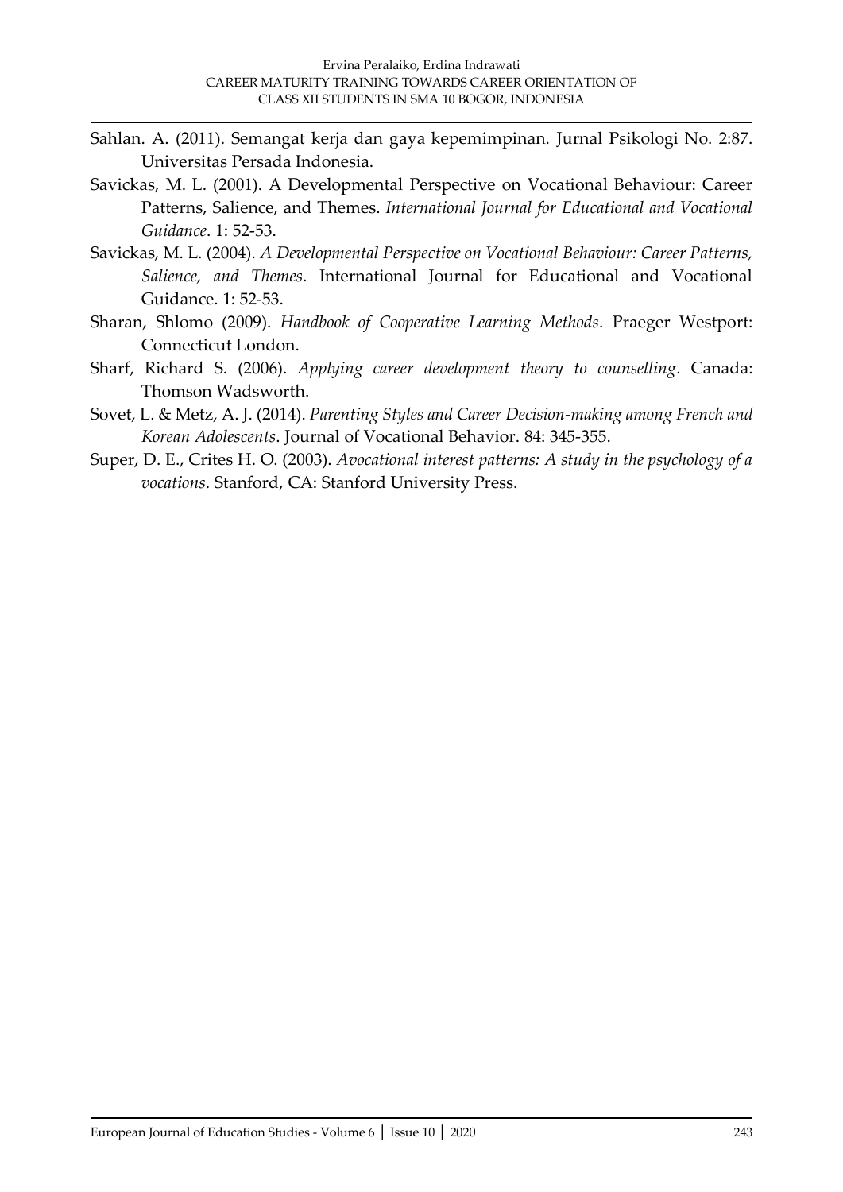Sahlan. A. (2011). Semangat kerja dan gaya kepemimpinan. Jurnal Psikologi No. 2:87. Universitas Persada Indonesia.

Savickas, M. L. (2001). A Developmental Perspective on Vocational Behaviour: Career Patterns, Salience, and Themes. *International Journal for Educational and Vocational Guidance*. 1: 52-53.

Savickas, M. L. (2004). *A Developmental Perspective on Vocational Behaviour: Career Patterns, Salience, and Themes*. International Journal for Educational and Vocational Guidance. 1: 52-53.

Sharan, Shlomo (2009). *Handbook of Cooperative Learning Methods*. Praeger Westport: Connecticut London.

Sharf, Richard S. (2006). *Applying career development theory to counselling*. Canada: Thomson Wadsworth.

Sovet, L. & Metz, A. J. (2014). *Parenting Styles and Career Decision-making among French and Korean Adolescents*. Journal of Vocational Behavior. 84: 345-355.

Super, D. E., Crites H. O. (2003). *Avocational interest patterns: A study in the psychology of a vocations*. Stanford, CA: Stanford University Press.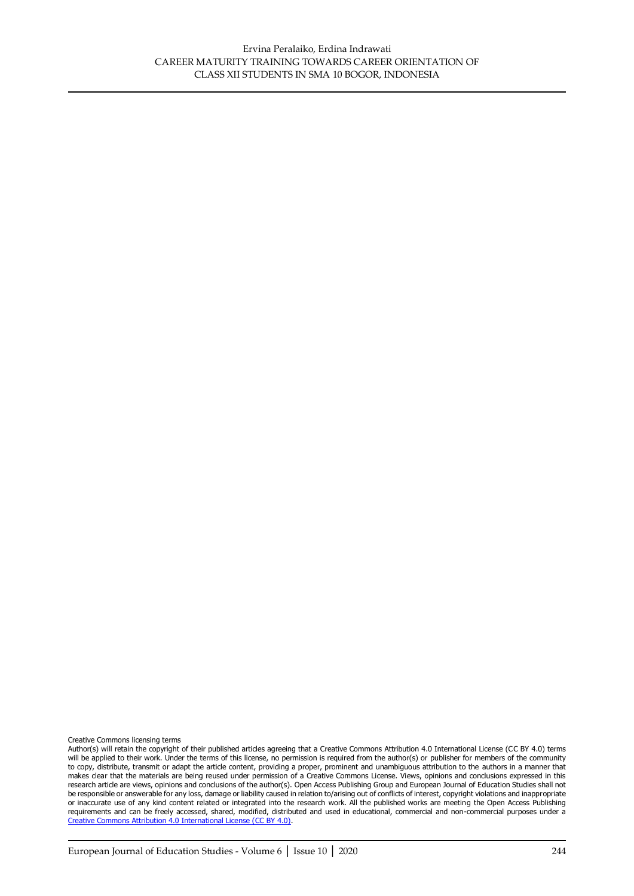Creative Commons licensing terms

Author(s) will retain the copyright of their published articles agreeing that a Creative Commons Attribution 4.0 International License (CC BY 4.0) terms will be applied to their work. Under the terms of this license, no permission is required from the author(s) or publisher for members of the community to copy, distribute, transmit or adapt the article content, providing a proper, prominent and unambiguous attribution to the authors in a manner that makes clear that the materials are being reused under permission of a Creative Commons License. Views, opinions and conclusions expressed in this research article are views, opinions and conclusions of the author(s). Open Access Publishing Group and European Journal of Education Studies shall not be responsible or answerable for any loss, damage or liability caused in relation to/arising out of conflicts of interest, copyright violations and inappropriate or inaccurate use of any kind content related or integrated into the research work. All the published works are meeting the Open Access Publishing requirements and can be freely accessed, shared, modified, distributed and used in educational, commercial and non-commercial purposes under a Creative Commons Attribution 4.0 International License (CC BY 4.0).